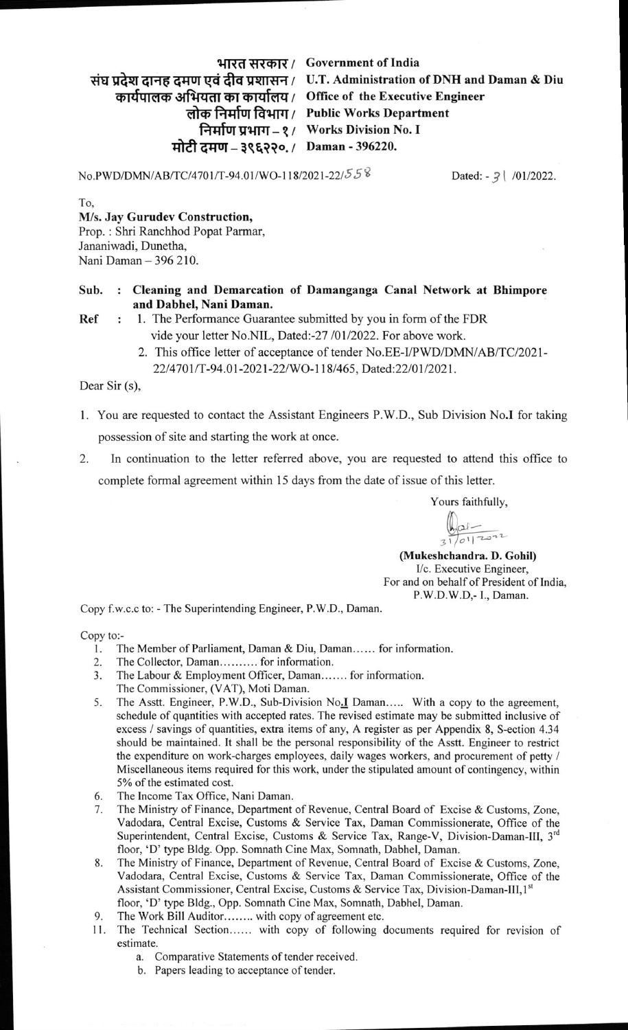भारत सरकार / Government of India
संघ प्रदेश दानह दमण एवं दीव प्रशासन / U.T. Administration of DNH and Daman & Diu
कार्यपालक अभियता का कार्यालय / Office of the Executive Engineer
लोक निर्माण विभाग / Public Works Department
निर्माण प्रभाग – १ / Works Division No. I
मोटी दमण – ३९६२२०. / Daman - 396220.

No.PWD/DMN/AB/TC/4701/T-94.01/WO-118/2021-22/558 Dated: - 31 /01/2022.

To,
**M/s. Jay Gurudev Construction,**
Prop. : Shri Ranchhod Popat Parmar,
Jananiwadi, Dunetha,
Nani Daman – 396 210.

**Sub. : Cleaning and Demarcation of Damanganga Canal Network at Bhimpore and Dabhel, Nani Daman.**

**Ref :**
1. The Performance Guarantee submitted by you in form of the FDR vide your letter No.NIL, Dated:-27 /01/2022. For above work.
2. This office letter of acceptance of tender No.EE-I/PWD/DMN/AB/TC/2021-22/4701/T-94.01-2021-22/WO-118/465, Dated:22/01/2021.

Dear Sir (s),

1. You are requested to contact the Assistant Engineers P.W.D., Sub Division No.I for taking possession of site and starting the work at once.
2. In continuation to the letter referred above, you are requested to attend this office to complete formal agreement within 15 days from the date of issue of this letter.

Yours faithfully,

31/01/2022

**(Mukeshchandra. D. Gohil)**
I/c. Executive Engineer,
For and on behalf of President of India,
P.W.D.W.D,- I., Daman.

Copy f.w.c.c to: - The Superintending Engineer, P.W.D., Daman.

Copy to:-
1. The Member of Parliament, Daman & Diu, Daman...... for information.
2. The Collector, Daman.......... for information.
3. The Labour & Employment Officer, Daman....... for information.
   The Commissioner, (VAT), Moti Daman.
5. The Asstt. Engineer, P.W.D., Sub-Division No.I Daman..... With a copy to the agreement, schedule of quantities with accepted rates. The revised estimate may be submitted inclusive of excess / savings of quantities, extra items of any, A register as per Appendix 8, S-ection 4.34 should be maintained. It shall be the personal responsibility of the Asstt. Engineer to restrict the expenditure on work-charges employees, daily wages workers, and procurement of petty / Miscellaneous items required for this work, under the stipulated amount of contingency, within 5% of the estimated cost.
6. The Income Tax Office, Nani Daman.
7. The Ministry of Finance, Department of Revenue, Central Board of Excise & Customs, Zone, Vadodara, Central Excise, Customs & Service Tax, Daman Commissionerate, Office of the Superintendent, Central Excise, Customs & Service Tax, Range-V, Division-Daman-III, 3rd floor, 'D' type Bldg. Opp. Somnath Cine Max, Somnath, Dabhel, Daman.
8. The Ministry of Finance, Department of Revenue, Central Board of Excise & Customs, Zone, Vadodara, Central Excise, Customs & Service Tax, Daman Commissionerate, Office of the Assistant Commissioner, Central Excise, Customs & Service Tax, Division-Daman-III, 1st floor, 'D' type Bldg., Opp. Somnath Cine Max, Somnath, Dabhel, Daman.
9. The Work Bill Auditor........ with copy of agreement etc.
11. The Technical Section...... with copy of following documents required for revision of estimate.
    a. Comparative Statements of tender received.
    b. Papers leading to acceptance of tender.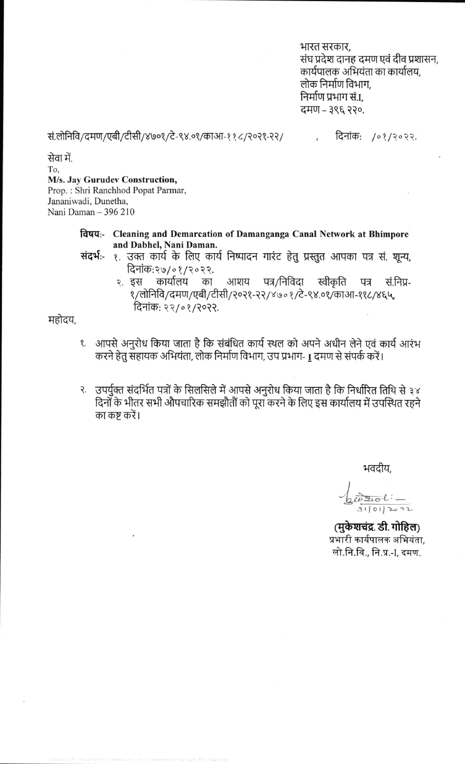भारत सरकार,
संघ प्रदेश दानह दमण एवं दीव प्रशासन,
कार्यपालक अभियंता का कार्यालय,
लोक निर्माण विभाग,
निर्माण प्रभाग सं.I,
दमण – ३९६ २२०.

सं.लोनिवि/दमण/एबी/टीसी/४७०१/टे-९४.०१/काआ-११८/२०२१-२२/ , दिनांक: /०१/२०२२.

सेवा में.
To,
**M/s. Jay Gurudev Construction,**
Prop. : Shri Ranchhod Popat Parmar,
Jananiwadi, Dunetha,
Nani Daman – 396 210

**विषय:- Cleaning and Demarcation of Damanganga Canal Network at Bhimpore and Dabhel, Nani Daman.**

**संदर्भ:-** १. उक्त कार्य के लिए कार्य निष्पादन गारंट हेतु प्रस्तुत आपका पत्र सं. शून्य, दिनांक:२७/०१/२०२२.
२. इस कार्यालय का आशय पत्र/निविदा स्वीकृति पत्र सं.निप्र-१/लोनिवि/दमण/एबी/टीसी/२०२१-२२/४७०१/टे-९४.०१/काआ-११८/४६५, दिनांक: २२/०१/२०२२.

महोदय,

१. आपसे अनुरोध किया जाता है कि संबंधित कार्य स्थल को अपने अधीन लेने एवं कार्य आरंभ करने हेतु सहायक अभियंता, लोक निर्माण विभाग, उप प्रभाग- I दमण से संपर्क करें।

२. उपर्युक्त संदर्भित पत्रों के सिलसिले में आपसे अनुरोध किया जाता है कि निर्धारित तिथि से ३४ दिनों के भीतर सभी औपचारिक समझौतों को पूरा करने के लिए इस कार्यालय में उपस्थित रहने का कष्ट करें।

भवदीय,

31/01/2022

**(मुकेशचंद्र. डी. गोहिल)**
प्रभारी कार्यपालक अभियंता,
लो.नि.वि., नि.प्र.-I, दमण.